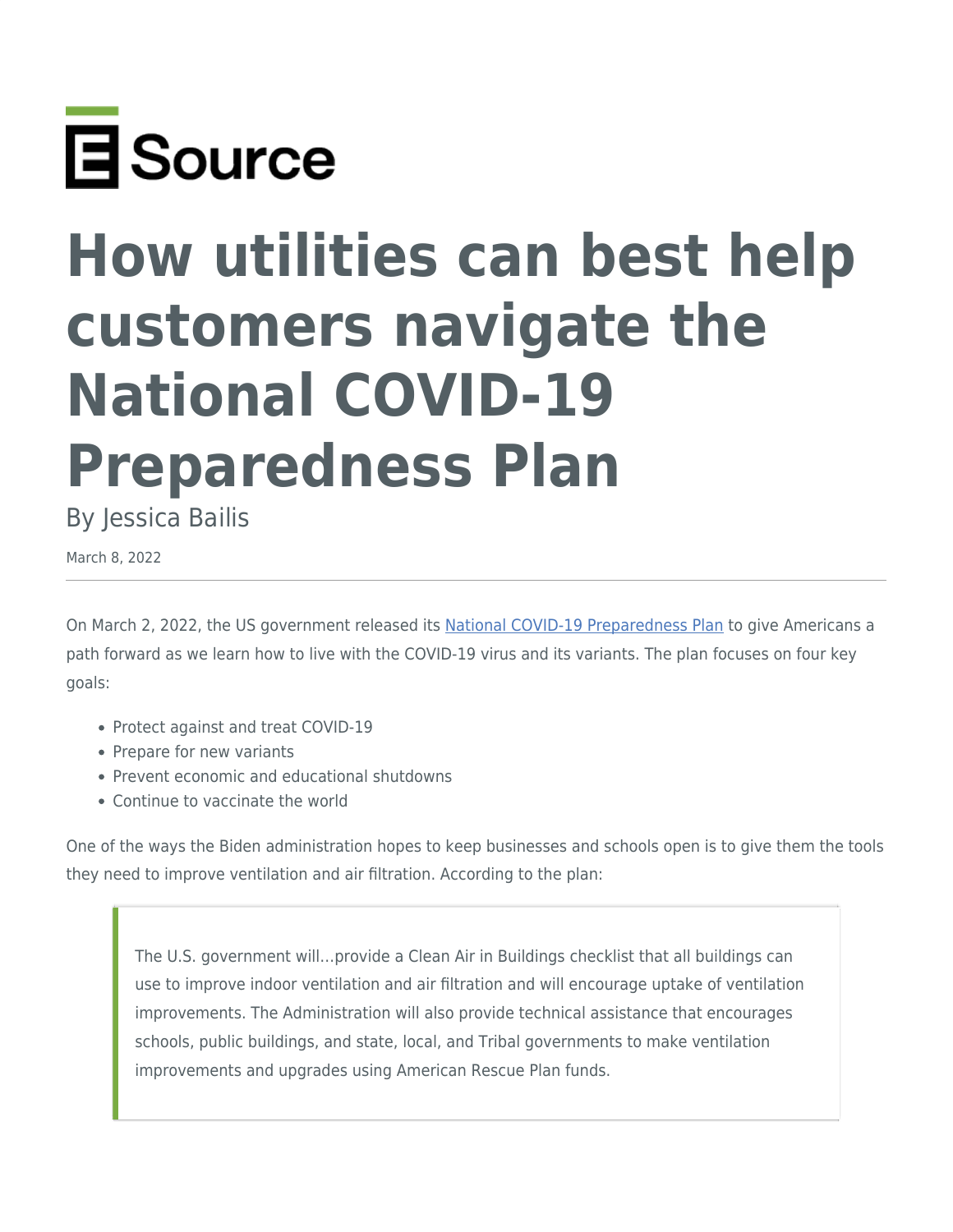E Source

# How utilities can best help customers navigate the National COVID-19 Preparedness Plan

By Jessica Bailis

March 8, 2022

---

On March 2, 2022, the US government released its [National COVID-19 Preparedness Plan](#) to give Americans a path forward as we learn how to live with the COVID-19 virus and its variants. The plan focuses on four key goals:

- Protect against and treat COVID-19
- Prepare for new variants
- Prevent economic and educational shutdowns
- Continue to vaccinate the world

One of the ways the Biden administration hopes to keep businesses and schools open is to give them the tools they need to improve ventilation and air filtration. According to the plan:

> The U.S. government will…provide a Clean Air in Buildings checklist that all buildings can use to improve indoor ventilation and air filtration and will encourage uptake of ventilation improvements. The Administration will also provide technical assistance that encourages schools, public buildings, and state, local, and Tribal governments to make ventilation improvements and upgrades using American Rescue Plan funds.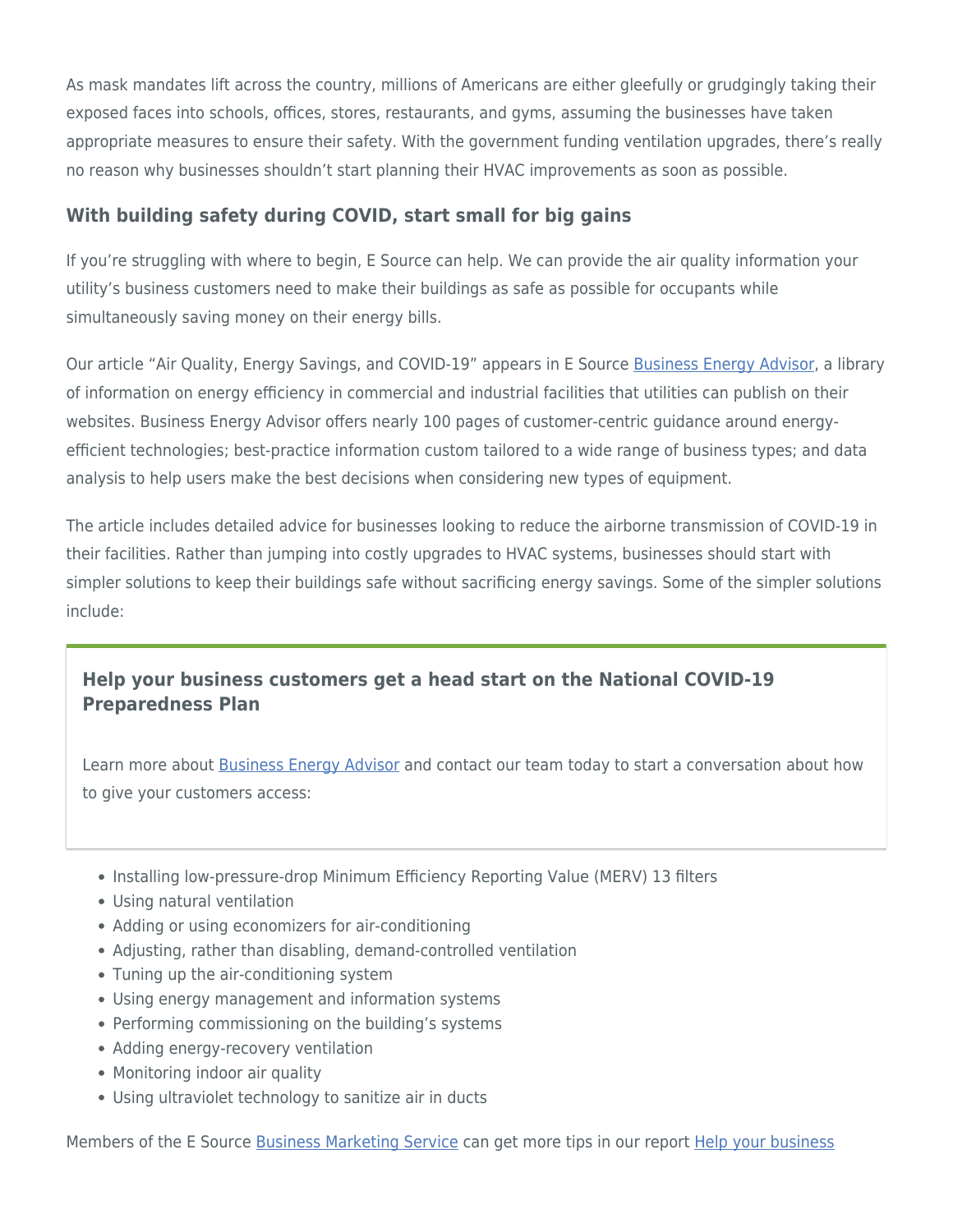As mask mandates lift across the country, millions of Americans are either gleefully or grudgingly taking their exposed faces into schools, offices, stores, restaurants, and gyms, assuming the businesses have taken appropriate measures to ensure their safety. With the government funding ventilation upgrades, there's really no reason why businesses shouldn't start planning their HVAC improvements as soon as possible.

### With building safety during COVID, start small for big gains

If you're struggling with where to begin, E Source can help. We can provide the air quality information your utility's business customers need to make their buildings as safe as possible for occupants while simultaneously saving money on their energy bills.

Our article "Air Quality, Energy Savings, and COVID-19" appears in E Source [Business Energy Advisor](), a library of information on energy efficiency in commercial and industrial facilities that utilities can publish on their websites. Business Energy Advisor offers nearly 100 pages of customer-centric guidance around energy-efficient technologies; best-practice information custom tailored to a wide range of business types; and data analysis to help users make the best decisions when considering new types of equipment.

The article includes detailed advice for businesses looking to reduce the airborne transmission of COVID-19 in their facilities. Rather than jumping into costly upgrades to HVAC systems, businesses should start with simpler solutions to keep their buildings safe without sacrificing energy savings. Some of the simpler solutions include:

**Help your business customers get a head start on the National COVID-19 Preparedness Plan**

Learn more about [Business Energy Advisor]() and contact our team today to start a conversation about how to give your customers access:

- Installing low-pressure-drop Minimum Efficiency Reporting Value (MERV) 13 filters
- Using natural ventilation
- Adding or using economizers for air-conditioning
- Adjusting, rather than disabling, demand-controlled ventilation
- Tuning up the air-conditioning system
- Using energy management and information systems
- Performing commissioning on the building's systems
- Adding energy-recovery ventilation
- Monitoring indoor air quality
- Using ultraviolet technology to sanitize air in ducts

Members of the E Source [Business Marketing Service]() can get more tips in our report [Help your business]()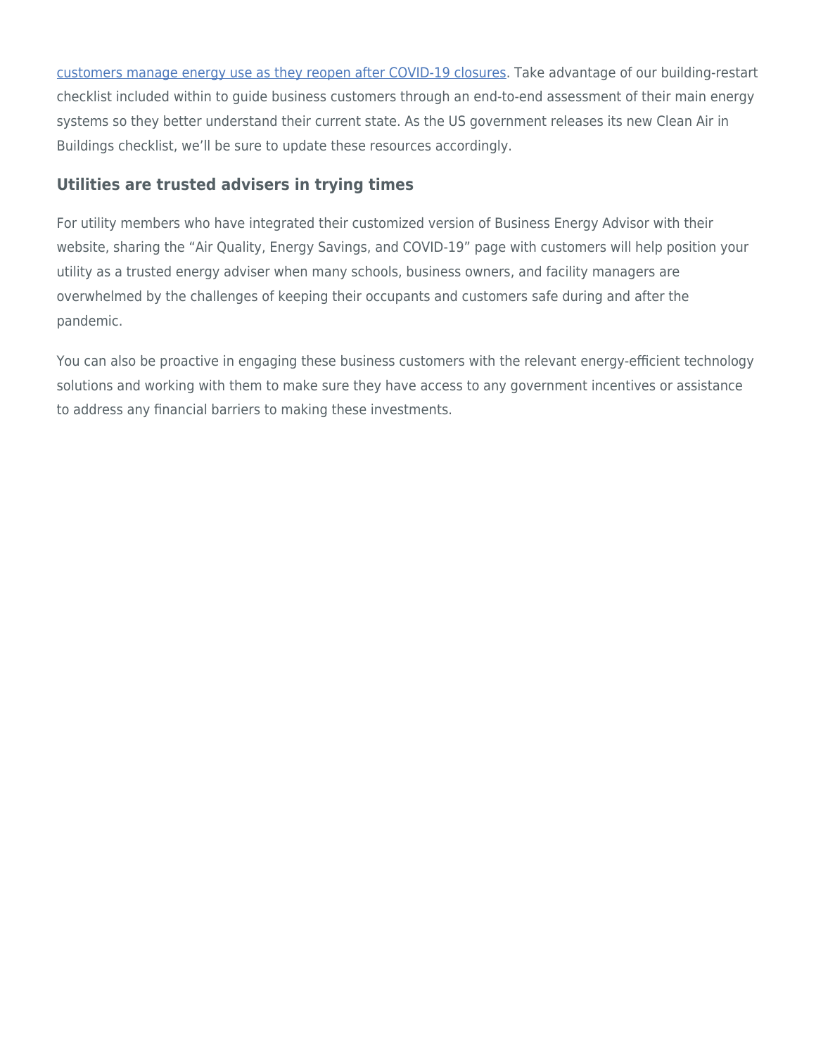customers manage energy use as they reopen after COVID-19 closures. Take advantage of our building-restart checklist included within to guide business customers through an end-to-end assessment of their main energy systems so they better understand their current state. As the US government releases its new Clean Air in Buildings checklist, we'll be sure to update these resources accordingly.

## Utilities are trusted advisers in trying times

For utility members who have integrated their customized version of Business Energy Advisor with their website, sharing the "Air Quality, Energy Savings, and COVID-19" page with customers will help position your utility as a trusted energy adviser when many schools, business owners, and facility managers are overwhelmed by the challenges of keeping their occupants and customers safe during and after the pandemic.

You can also be proactive in engaging these business customers with the relevant energy-efficient technology solutions and working with them to make sure they have access to any government incentives or assistance to address any financial barriers to making these investments.